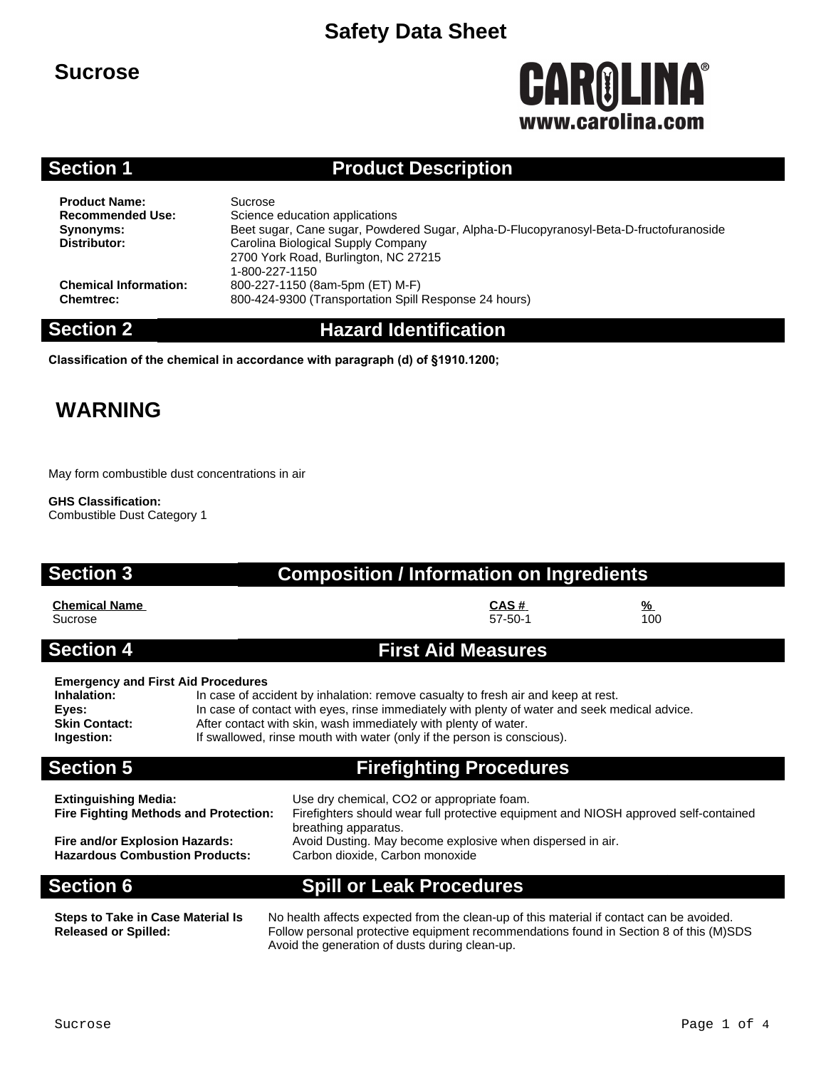# Safety Data Sheet

## Sucrose

CAROLINA®
www.carolina.com

## Section 1 Product Description

**Product Name:** Sucrose
**Recommended Use:** Science education applications
**Synonyms:** Beet sugar, Cane sugar, Powdered Sugar, Alpha-D-Flucopyranosyl-Beta-D-fructofuranoside
**Distributor:** Carolina Biological Supply Company
2700 York Road, Burlington, NC 27215
1-800-227-1150
**Chemical Information:** 800-227-1150 (8am-5pm (ET) M-F)
**Chemtrec:** 800-424-9300 (Transportation Spill Response 24 hours)

## Section 2 Hazard Identification

**Classification of the chemical in accordance with paragraph (d) of §1910.1200;**

### WARNING

May form combustible dust concentrations in air

**GHS Classification:**
Combustible Dust Category 1

## Section 3 Composition / Information on Ingredients

| Chemical Name | CAS # | % |
|---|---|---|
| Sucrose | 57-50-1 | 100 |

## Section 4 First Aid Measures

**Emergency and First Aid Procedures**

**Inhalation:** In case of accident by inhalation: remove casualty to fresh air and keep at rest.
**Eyes:** In case of contact with eyes, rinse immediately with plenty of water and seek medical advice.
**Skin Contact:** After contact with skin, wash immediately with plenty of water.
**Ingestion:** If swallowed, rinse mouth with water (only if the person is conscious).

## Section 5 Firefighting Procedures

**Extinguishing Media:** Use dry chemical, $CO_2$ or appropriate foam.
**Fire Fighting Methods and Protection:** Firefighters should wear full protective equipment and NIOSH approved self-contained breathing apparatus.
**Fire and/or Explosion Hazards:** Avoid Dusting. May become explosive when dispersed in air.
**Hazardous Combustion Products:** Carbon dioxide, Carbon monoxide

## Section 6 Spill or Leak Procedures

**Steps to Take in Case Material Is Released or Spilled:** No health affects expected from the clean-up of this material if contact can be avoided. Follow personal protective equipment recommendations found in Section 8 of this (M)SDS Avoid the generation of dusts during clean-up.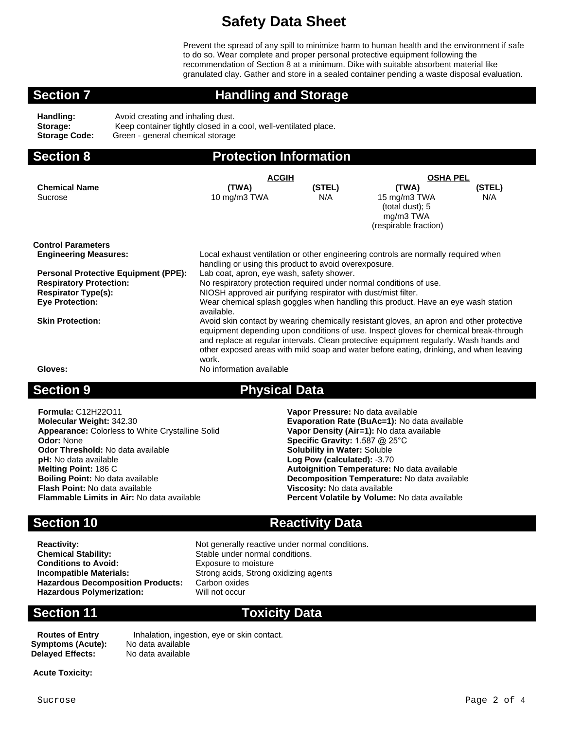# Safety Data Sheet

Prevent the spread of any spill to minimize harm to human health and the environment if safe to do so. Wear complete and proper personal protective equipment following the recommendation of Section 8 at a minimum. Dike with suitable absorbent material like granulated clay. Gather and store in a sealed container pending a waste disposal evaluation.

## Section 7 Handling and Storage

**Handling:** Avoid creating and inhaling dust.
**Storage:** Keep container tightly closed in a cool, well-ventilated place.
**Storage Code:** Green - general chemical storage

## Section 8 Protection Information

| | ACGIH | | OSHA PEL | |
|---|---|---|---|---|
| **Chemical Name** | **(TWA)** | **(STEL)** | **(TWA)** | **(STEL)** |
| Sucrose | 10 mg/m3 TWA | N/A | 15 mg/m3 TWA (total dust); 5 mg/m3 TWA (respirable fraction) | N/A |

**Control Parameters**

**Engineering Measures:** Local exhaust ventilation or other engineering controls are normally required when handling or using this product to avoid overexposure.
**Personal Protective Equipment (PPE):** Lab coat, apron, eye wash, safety shower.
**Respiratory Protection:** No respiratory protection required under normal conditions of use.
**Respirator Type(s):** NIOSH approved air purifying respirator with dust/mist filter.
**Eye Protection:** Wear chemical splash goggles when handling this product. Have an eye wash station available.
**Skin Protection:** Avoid skin contact by wearing chemically resistant gloves, an apron and other protective equipment depending upon conditions of use. Inspect gloves for chemical break-through and replace at regular intervals. Clean protective equipment regularly. Wash hands and other exposed areas with mild soap and water before eating, drinking, and when leaving work.
**Gloves:** No information available

## Section 9 Physical Data

**Formula:** $C_{12}H_{22}O_{11}$
**Molecular Weight:** 342.30
**Appearance:** Colorless to White Crystalline Solid
**Odor:** None
**Odor Threshold:** No data available
**pH:** No data available
**Melting Point:** 186 C
**Boiling Point:** No data available
**Flash Point:** No data available
**Flammable Limits in Air:** No data available
**Vapor Pressure:** No data available
**Evaporation Rate (BuAc=1):** No data available
**Vapor Density (Air=1):** No data available
**Specific Gravity:** 1.587 @ 25°C
**Solubility in Water:** Soluble
**Log Pow (calculated):** -3.70
**Autoignition Temperature:** No data available
**Decomposition Temperature:** No data available
**Viscosity:** No data available
**Percent Volatile by Volume:** No data available

## Section 10 Reactivity Data

**Reactivity:** Not generally reactive under normal conditions.
**Chemical Stability:** Stable under normal conditions.
**Conditions to Avoid:** Exposure to moisture
**Incompatible Materials:** Strong acids, Strong oxidizing agents
**Hazardous Decomposition Products:** Carbon oxides
**Hazardous Polymerization:** Will not occur

## Section 11 Toxicity Data

**Routes of Entry** Inhalation, ingestion, eye or skin contact.
**Symptoms (Acute):** No data available
**Delayed Effects:** No data available

**Acute Toxicity:**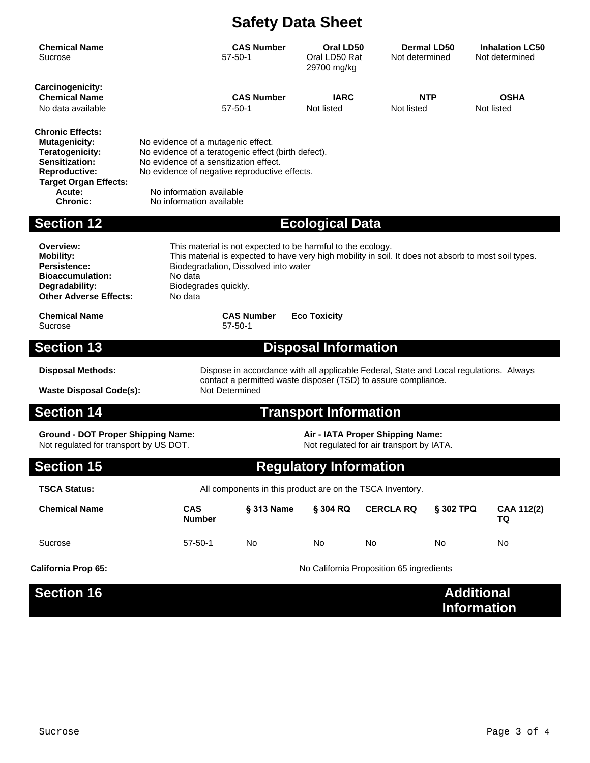# Safety Data Sheet

| Chemical Name | CAS Number | Oral LD50 | Dermal LD50 | Inhalation LC50 |
|---|---|---|---|---|
| Sucrose | 57-50-1 | Oral LD50 Rat 29700 mg/kg | Not determined | Not determined |

**Carcinogenicity:**

| Chemical Name | CAS Number | IARC | NTP | OSHA |
|---|---|---|---|---|
| No data available | 57-50-1 | Not listed | Not listed | Not listed |

**Chronic Effects:**

**Mutagenicity:** No evidence of a mutagenic effect.
**Teratogenicity:** No evidence of a teratogenic effect (birth defect).
**Sensitization:** No evidence of a sensitization effect.
**Reproductive:** No evidence of negative reproductive effects.
**Target Organ Effects:**
**Acute:** No information available
**Chronic:** No information available

## Section 12 Ecological Data

**Overview:** This material is not expected to be harmful to the ecology.
**Mobility:** This material is expected to have very high mobility in soil. It does not absorb to most soil types.
**Persistence:** Biodegradation, Dissolved into water
**Bioaccumulation:** No data
**Degradability:** Biodegrades quickly.
**Other Adverse Effects:** No data

| Chemical Name | CAS Number | Eco Toxicity |
|---|---|---|
| Sucrose | 57-50-1 | |

## Section 13 Disposal Information

**Disposal Methods:** Dispose in accordance with all applicable Federal, State and Local regulations. Always contact a permitted waste disposer (TSD) to assure compliance.
**Waste Disposal Code(s):** Not Determined

## Section 14 Transport Information

**Ground - DOT Proper Shipping Name:**
Not regulated for transport by US DOT.

**Air - IATA Proper Shipping Name:**
Not regulated for air transport by IATA.

## Section 15 Regulatory Information

**TSCA Status:** All components in this product are on the TSCA Inventory.

| Chemical Name | CAS Number | § 313 Name | § 304 RQ | CERCLA RQ | § 302 TPQ | CAA 112(2) TQ |
|---|---|---|---|---|---|---|
| Sucrose | 57-50-1 | No | No | No | No | No |

**California Prop 65:** No California Proposition 65 ingredients

## Section 16 Additional Information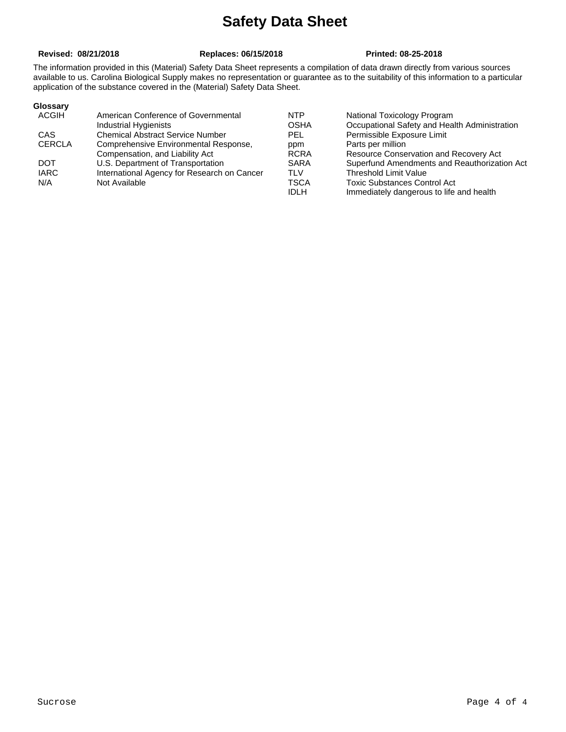# Safety Data Sheet

**Revised: 08/21/2018** **Replaces: 06/15/2018** **Printed: 08-25-2018**

The information provided in this (Material) Safety Data Sheet represents a compilation of data drawn directly from various sources available to us. Carolina Biological Supply makes no representation or guarantee as to the suitability of this information to a particular application of the substance covered in the (Material) Safety Data Sheet.

**Glossary**

| | | | |
|---|---|---|---|
| ACGIH | American Conference of Governmental Industrial Hygienists | NTP | National Toxicology Program |
| CAS | Chemical Abstract Service Number | OSHA | Occupational Safety and Health Administration |
| CERCLA | Comprehensive Environmental Response, Compensation, and Liability Act | PEL | Permissible Exposure Limit |
| DOT | U.S. Department of Transportation | ppm | Parts per million |
| IARC | International Agency for Research on Cancer | RCRA | Resource Conservation and Recovery Act |
| N/A | Not Available | SARA | Superfund Amendments and Reauthorization Act |
| | | TLV | Threshold Limit Value |
| | | TSCA | Toxic Substances Control Act |
| | | IDLH | Immediately dangerous to life and health |